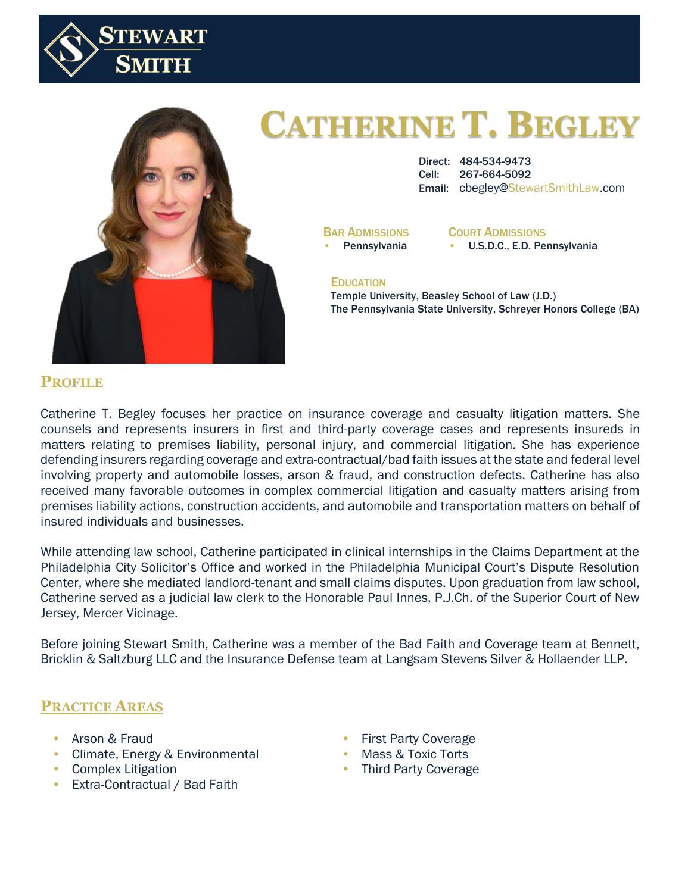STEWART SMITH

# CATHERINE T. BEGLEY

**Direct:** 484-534-9473
**Cell:** 267-664-5092
**Email:** cbegley@StewartSmithLaw.com

**BAR ADMISSIONS**

- Pennsylvania

**COURT ADMISSIONS**

- U.S.D.C., E.D. Pennsylvania

**EDUCATION**

Temple University, Beasley School of Law (J.D.)
The Pennsylvania State University, Schreyer Honors College (BA)

## PROFILE

Catherine T. Begley focuses her practice on insurance coverage and casualty litigation matters. She counsels and represents insurers in first and third-party coverage cases and represents insureds in matters relating to premises liability, personal injury, and commercial litigation. She has experience defending insurers regarding coverage and extra-contractual/bad faith issues at the state and federal level involving property and automobile losses, arson & fraud, and construction defects. Catherine has also received many favorable outcomes in complex commercial litigation and casualty matters arising from premises liability actions, construction accidents, and automobile and transportation matters on behalf of insured individuals and businesses.

While attending law school, Catherine participated in clinical internships in the Claims Department at the Philadelphia City Solicitor's Office and worked in the Philadelphia Municipal Court's Dispute Resolution Center, where she mediated landlord-tenant and small claims disputes. Upon graduation from law school, Catherine served as a judicial law clerk to the Honorable Paul Innes, P.J.Ch. of the Superior Court of New Jersey, Mercer Vicinage.

Before joining Stewart Smith, Catherine was a member of the Bad Faith and Coverage team at Bennett, Bricklin & Saltzburg LLC and the Insurance Defense team at Langsam Stevens Silver & Hollaender LLP.

## PRACTICE AREAS

- Arson & Fraud
- Climate, Energy & Environmental
- Complex Litigation
- Extra-Contractual / Bad Faith
- First Party Coverage
- Mass & Toxic Torts
- Third Party Coverage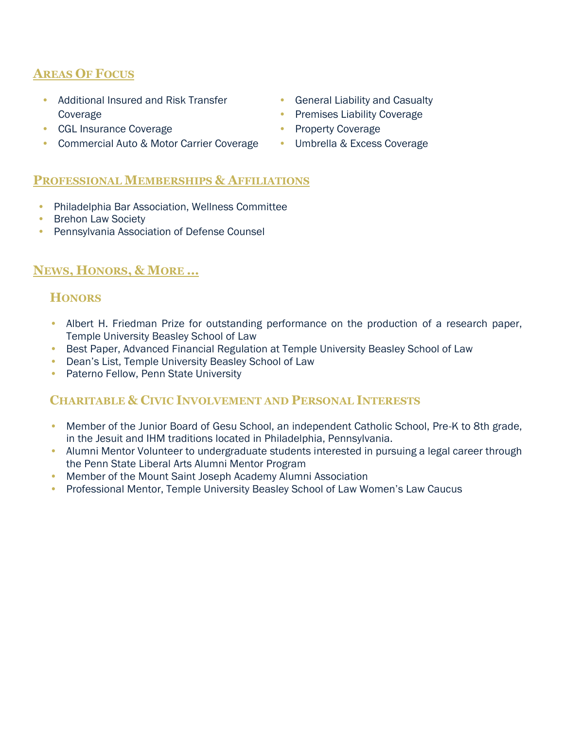## Areas Of Focus

- Additional Insured and Risk Transfer Coverage
- CGL Insurance Coverage
- Commercial Auto & Motor Carrier Coverage
- General Liability and Casualty
- Premises Liability Coverage
- Property Coverage
- Umbrella & Excess Coverage

## Professional Memberships & Affiliations

- Philadelphia Bar Association, Wellness Committee
- Brehon Law Society
- Pennsylvania Association of Defense Counsel

## News, Honors, & More …

### Honors

- Albert H. Friedman Prize for outstanding performance on the production of a research paper, Temple University Beasley School of Law
- Best Paper, Advanced Financial Regulation at Temple University Beasley School of Law
- Dean's List, Temple University Beasley School of Law
- Paterno Fellow, Penn State University

### Charitable & Civic Involvement and Personal Interests

- Member of the Junior Board of Gesu School, an independent Catholic School, Pre-K to 8th grade, in the Jesuit and IHM traditions located in Philadelphia, Pennsylvania.
- Alumni Mentor Volunteer to undergraduate students interested in pursuing a legal career through the Penn State Liberal Arts Alumni Mentor Program
- Member of the Mount Saint Joseph Academy Alumni Association
- Professional Mentor, Temple University Beasley School of Law Women's Law Caucus